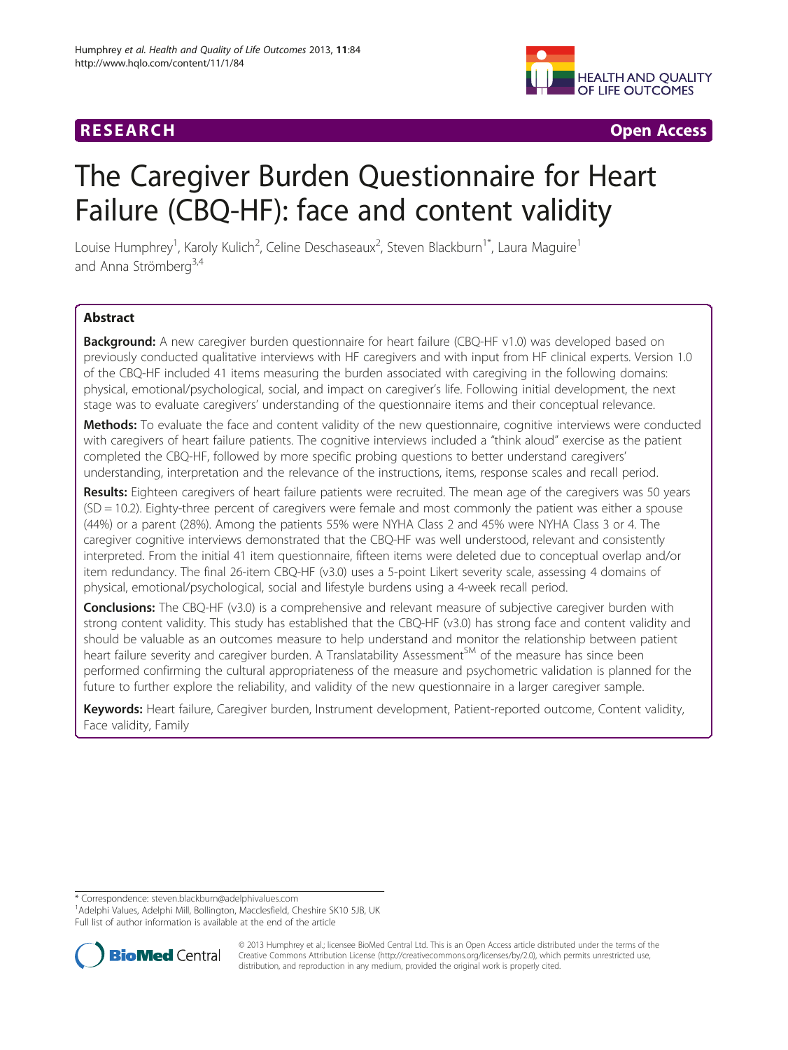RESEARCH Open Access

# The Caregiver Burden Questionnaire for Heart Failure (CBQ-HF): face and content validity

Louise Humphrey[1], Karoly Kulich[2], Celine Deschaseaux[2], Steven Blackburn[1*], Laura Maguire[1] and Anna Strömberg[3,4]

## Abstract

**Background:** A new caregiver burden questionnaire for heart failure (CBQ-HF v1.0) was developed based on previously conducted qualitative interviews with HF caregivers and with input from HF clinical experts. Version 1.0 of the CBQ-HF included 41 items measuring the burden associated with caregiving in the following domains: physical, emotional/psychological, social, and impact on caregiver's life. Following initial development, the next stage was to evaluate caregivers' understanding of the questionnaire items and their conceptual relevance.

**Methods:** To evaluate the face and content validity of the new questionnaire, cognitive interviews were conducted with caregivers of heart failure patients. The cognitive interviews included a "think aloud" exercise as the patient completed the CBQ-HF, followed by more specific probing questions to better understand caregivers' understanding, interpretation and the relevance of the instructions, items, response scales and recall period.

**Results:** Eighteen caregivers of heart failure patients were recruited. The mean age of the caregivers was 50 years (SD = 10.2). Eighty-three percent of caregivers were female and most commonly the patient was either a spouse (44%) or a parent (28%). Among the patients 55% were NYHA Class 2 and 45% were NYHA Class 3 or 4. The caregiver cognitive interviews demonstrated that the CBQ-HF was well understood, relevant and consistently interpreted. From the initial 41 item questionnaire, fifteen items were deleted due to conceptual overlap and/or item redundancy. The final 26-item CBQ-HF (v3.0) uses a 5-point Likert severity scale, assessing 4 domains of physical, emotional/psychological, social and lifestyle burdens using a 4-week recall period.

**Conclusions:** The CBQ-HF (v3.0) is a comprehensive and relevant measure of subjective caregiver burden with strong content validity. This study has established that the CBQ-HF (v3.0) has strong face and content validity and should be valuable as an outcomes measure to help understand and monitor the relationship between patient heart failure severity and caregiver burden. A Translatability Assessment[SM] of the measure has since been performed confirming the cultural appropriateness of the measure and psychometric validation is planned for the future to further explore the reliability, and validity of the new questionnaire in a larger caregiver sample.

**Keywords:** Heart failure, Caregiver burden, Instrument development, Patient-reported outcome, Content validity, Face validity, Family

---

\* Correspondence: steven.blackburn@adelphivalues.com
[1]Adelphi Values, Adelphi Mill, Bollington, Macclesfield, Cheshire SK10 5JB, UK
Full list of author information is available at the end of the article

© 2013 Humphrey et al.; licensee BioMed Central Ltd. This is an Open Access article distributed under the terms of the Creative Commons Attribution License (http://creativecommons.org/licenses/by/2.0), which permits unrestricted use, distribution, and reproduction in any medium, provided the original work is properly cited.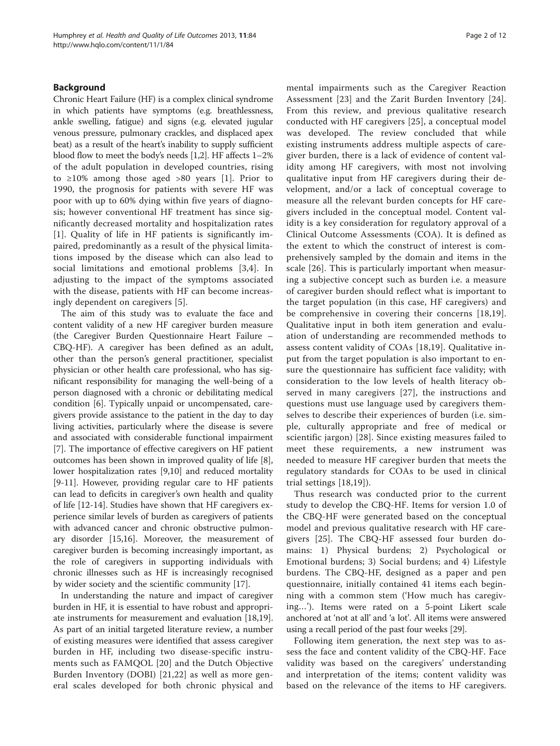## Background

Chronic Heart Failure (HF) is a complex clinical syndrome in which patients have symptoms (e.g. breathlessness, ankle swelling, fatigue) and signs (e.g. elevated jugular venous pressure, pulmonary crackles, and displaced apex beat) as a result of the heart's inability to supply sufficient blood flow to meet the body's needs [1,2]. HF affects 1–2% of the adult population in developed countries, rising to ≥10% among those aged >80 years [1]. Prior to 1990, the prognosis for patients with severe HF was poor with up to 60% dying within five years of diagnosis; however conventional HF treatment has since significantly decreased mortality and hospitalization rates [1]. Quality of life in HF patients is significantly impaired, predominantly as a result of the physical limitations imposed by the disease which can also lead to social limitations and emotional problems [3,4]. In adjusting to the impact of the symptoms associated with the disease, patients with HF can become increasingly dependent on caregivers [5].

The aim of this study was to evaluate the face and content validity of a new HF caregiver burden measure (the Caregiver Burden Questionnaire Heart Failure – CBQ-HF). A caregiver has been defined as an adult, other than the person's general practitioner, specialist physician or other health care professional, who has significant responsibility for managing the well-being of a person diagnosed with a chronic or debilitating medical condition [6]. Typically unpaid or uncompensated, caregivers provide assistance to the patient in the day to day living activities, particularly where the disease is severe and associated with considerable functional impairment [7]. The importance of effective caregivers on HF patient outcomes has been shown in improved quality of life [8], lower hospitalization rates [9,10] and reduced mortality [9-11]. However, providing regular care to HF patients can lead to deficits in caregiver's own health and quality of life [12-14]. Studies have shown that HF caregivers experience similar levels of burden as caregivers of patients with advanced cancer and chronic obstructive pulmonary disorder [15,16]. Moreover, the measurement of caregiver burden is becoming increasingly important, as the role of caregivers in supporting individuals with chronic illnesses such as HF is increasingly recognised by wider society and the scientific community [17].

In understanding the nature and impact of caregiver burden in HF, it is essential to have robust and appropriate instruments for measurement and evaluation [18,19]. As part of an initial targeted literature review, a number of existing measures were identified that assess caregiver burden in HF, including two disease-specific instruments such as FAMQOL [20] and the Dutch Objective Burden Inventory (DOBI) [21,22] as well as more general scales developed for both chronic physical and mental impairments such as the Caregiver Reaction Assessment [23] and the Zarit Burden Inventory [24]. From this review, and previous qualitative research conducted with HF caregivers [25], a conceptual model was developed. The review concluded that while existing instruments address multiple aspects of caregiver burden, there is a lack of evidence of content validity among HF caregivers, with most not involving qualitative input from HF caregivers during their development, and/or a lack of conceptual coverage to measure all the relevant burden concepts for HF caregivers included in the conceptual model. Content validity is a key consideration for regulatory approval of a Clinical Outcome Assessments (COA). It is defined as the extent to which the construct of interest is comprehensively sampled by the domain and items in the scale [26]. This is particularly important when measuring a subjective concept such as burden i.e. a measure of caregiver burden should reflect what is important to the target population (in this case, HF caregivers) and be comprehensive in covering their concerns [18,19]. Qualitative input in both item generation and evaluation of understanding are recommended methods to assess content validity of COAs [18,19]. Qualitative input from the target population is also important to ensure the questionnaire has sufficient face validity; with consideration to the low levels of health literacy observed in many caregivers [27], the instructions and questions must use language used by caregivers themselves to describe their experiences of burden (i.e. simple, culturally appropriate and free of medical or scientific jargon) [28]. Since existing measures failed to meet these requirements, a new instrument was needed to measure HF caregiver burden that meets the regulatory standards for COAs to be used in clinical trial settings [18,19]).

Thus research was conducted prior to the current study to develop the CBQ-HF. Items for version 1.0 of the CBQ-HF were generated based on the conceptual model and previous qualitative research with HF caregivers [25]. The CBQ-HF assessed four burden domains: 1) Physical burdens; 2) Psychological or Emotional burdens; 3) Social burdens; and 4) Lifestyle burdens. The CBQ-HF, designed as a paper and pen questionnaire, initially contained 41 items each beginning with a common stem ('How much has caregiving…'). Items were rated on a 5-point Likert scale anchored at 'not at all' and 'a lot'. All items were answered using a recall period of the past four weeks [29].

Following item generation, the next step was to assess the face and content validity of the CBQ-HF. Face validity was based on the caregivers' understanding and interpretation of the items; content validity was based on the relevance of the items to HF caregivers.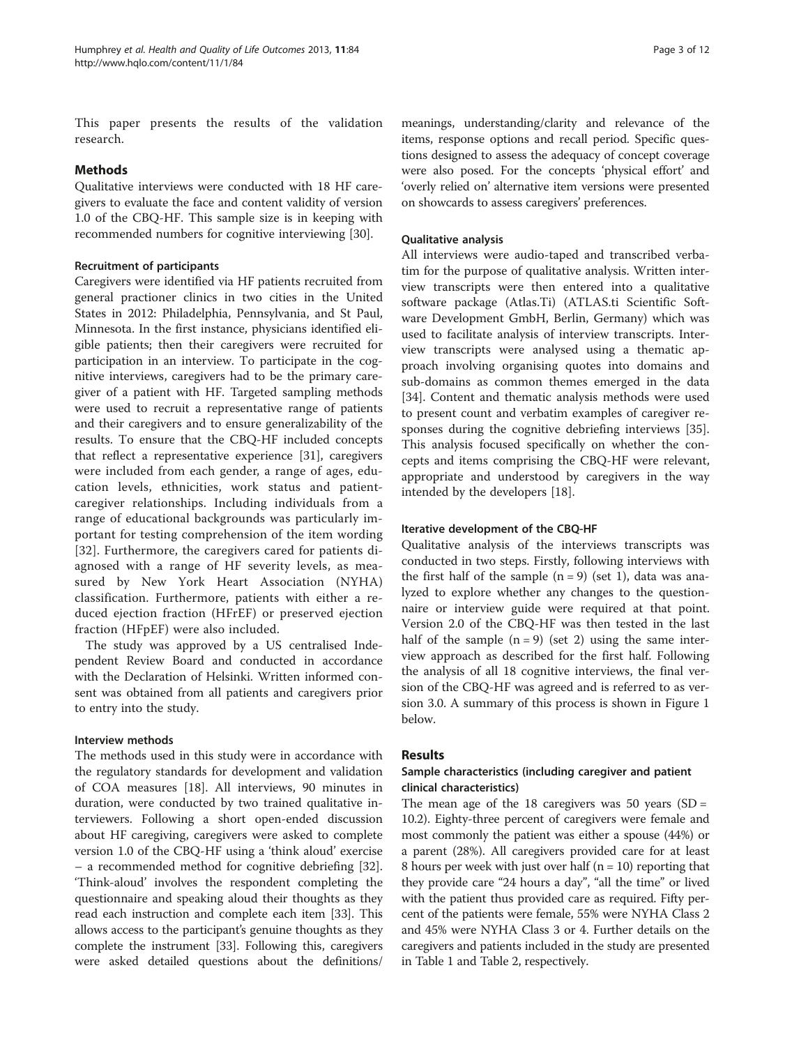This paper presents the results of the validation research.

## Methods

Qualitative interviews were conducted with 18 HF caregivers to evaluate the face and content validity of version 1.0 of the CBQ-HF. This sample size is in keeping with recommended numbers for cognitive interviewing [30].

### Recruitment of participants

Caregivers were identified via HF patients recruited from general practioner clinics in two cities in the United States in 2012: Philadelphia, Pennsylvania, and St Paul, Minnesota. In the first instance, physicians identified eligible patients; then their caregivers were recruited for participation in an interview. To participate in the cognitive interviews, caregivers had to be the primary caregiver of a patient with HF. Targeted sampling methods were used to recruit a representative range of patients and their caregivers and to ensure generalizability of the results. To ensure that the CBQ-HF included concepts that reflect a representative experience [31], caregivers were included from each gender, a range of ages, education levels, ethnicities, work status and patient-caregiver relationships. Including individuals from a range of educational backgrounds was particularly important for testing comprehension of the item wording [32]. Furthermore, the caregivers cared for patients diagnosed with a range of HF severity levels, as measured by New York Heart Association (NYHA) classification. Furthermore, patients with either a reduced ejection fraction (HFrEF) or preserved ejection fraction (HFpEF) were also included.

The study was approved by a US centralised Independent Review Board and conducted in accordance with the Declaration of Helsinki. Written informed consent was obtained from all patients and caregivers prior to entry into the study.

### Interview methods

The methods used in this study were in accordance with the regulatory standards for development and validation of COA measures [18]. All interviews, 90 minutes in duration, were conducted by two trained qualitative interviewers. Following a short open-ended discussion about HF caregiving, caregivers were asked to complete version 1.0 of the CBQ-HF using a 'think aloud' exercise – a recommended method for cognitive debriefing [32]. 'Think-aloud' involves the respondent completing the questionnaire and speaking aloud their thoughts as they read each instruction and complete each item [33]. This allows access to the participant's genuine thoughts as they complete the instrument [33]. Following this, caregivers were asked detailed questions about the definitions/meanings, understanding/clarity and relevance of the items, response options and recall period. Specific questions designed to assess the adequacy of concept coverage were also posed. For the concepts 'physical effort' and 'overly relied on' alternative item versions were presented on showcards to assess caregivers' preferences.

### Qualitative analysis

All interviews were audio-taped and transcribed verbatim for the purpose of qualitative analysis. Written interview transcripts were then entered into a qualitative software package (Atlas.Ti) (ATLAS.ti Scientific Software Development GmbH, Berlin, Germany) which was used to facilitate analysis of interview transcripts. Interview transcripts were analysed using a thematic approach involving organising quotes into domains and sub-domains as common themes emerged in the data [34]. Content and thematic analysis methods were used to present count and verbatim examples of caregiver responses during the cognitive debriefing interviews [35]. This analysis focused specifically on whether the concepts and items comprising the CBQ-HF were relevant, appropriate and understood by caregivers in the way intended by the developers [18].

### Iterative development of the CBQ-HF

Qualitative analysis of the interviews transcripts was conducted in two steps. Firstly, following interviews with the first half of the sample (n = 9) (set 1), data was analyzed to explore whether any changes to the questionnaire or interview guide were required at that point. Version 2.0 of the CBQ-HF was then tested in the last half of the sample (n = 9) (set 2) using the same interview approach as described for the first half. Following the analysis of all 18 cognitive interviews, the final version of the CBQ-HF was agreed and is referred to as version 3.0. A summary of this process is shown in Figure 1 below.

## Results

### Sample characteristics (including caregiver and patient clinical characteristics)

The mean age of the 18 caregivers was 50 years (SD = 10.2). Eighty-three percent of caregivers were female and most commonly the patient was either a spouse (44%) or a parent (28%). All caregivers provided care for at least 8 hours per week with just over half (n = 10) reporting that they provide care "24 hours a day", "all the time" or lived with the patient thus provided care as required. Fifty percent of the patients were female, 55% were NYHA Class 2 and 45% were NYHA Class 3 or 4. Further details on the caregivers and patients included in the study are presented in Table 1 and Table 2, respectively.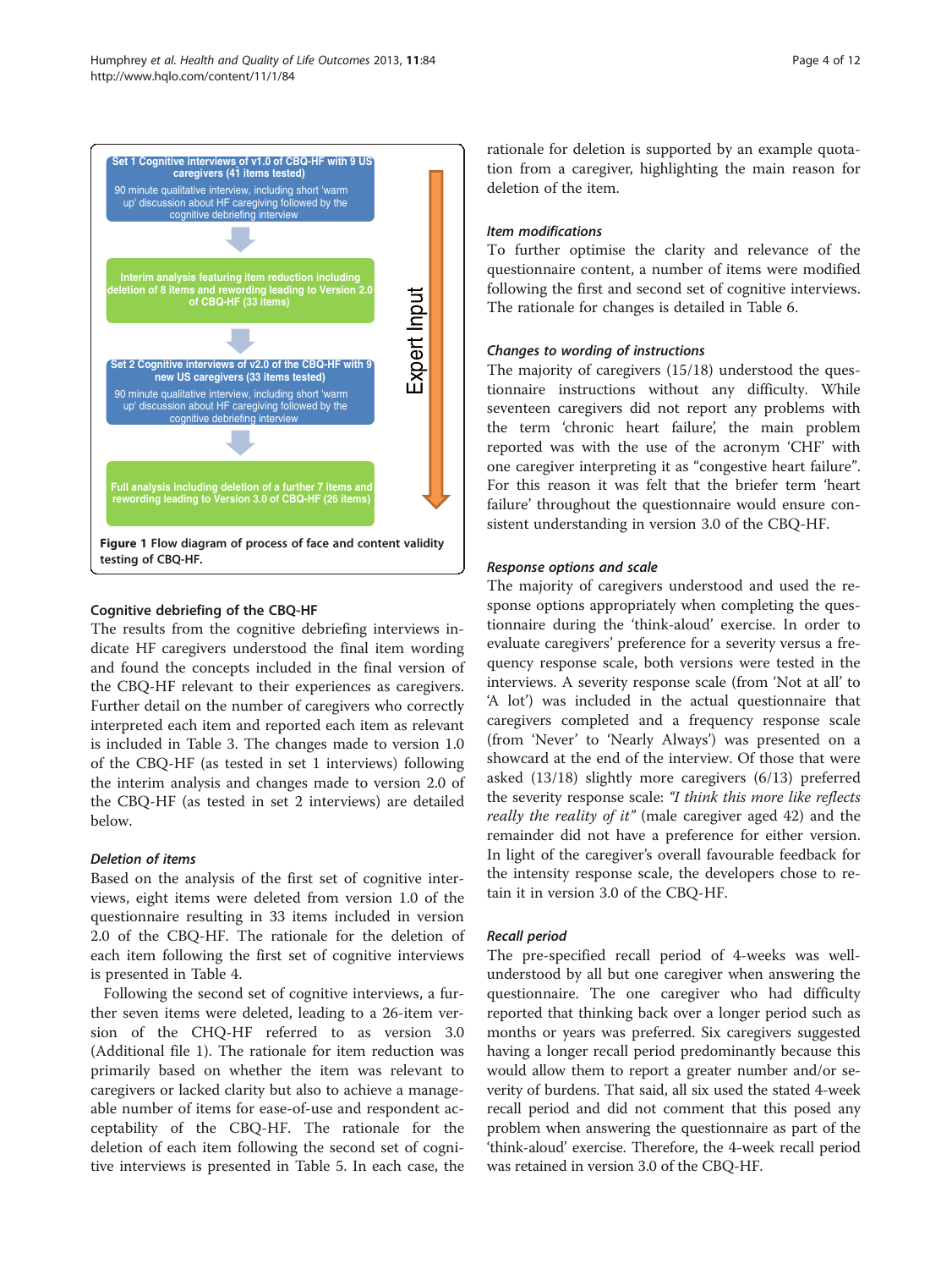Set 1 Cognitive interviews of v1.0 of CBQ-HF with 9 US caregivers (41 items tested)

90 minute qualitative interview, including short 'warm up' discussion about HF caregiving followed by the cognitive debriefing interview

Interim analysis featuring item reduction including deletion of 8 items and rewording leading to Version 2.0 of CBQ-HF (33 items)

Set 2 Cognitive interviews of v2.0 of the CBQ-HF with 9 new US caregivers (33 items tested)

90 minute qualitative interview, including short 'warm up' discussion about HF caregiving followed by the cognitive debriefing interview

Full analysis including deletion of a further 7 items and rewording leading to Version 3.0 of CBQ-HF (26 items)

Expert Input

**Figure 1** Flow diagram of process of face and content validity testing of CBQ-HF.

### Cognitive debriefing of the CBQ-HF

The results from the cognitive debriefing interviews indicate HF caregivers understood the final item wording and found the concepts included in the final version of the CBQ-HF relevant to their experiences as caregivers. Further detail on the number of caregivers who correctly interpreted each item and reported each item as relevant is included in Table 3. The changes made to version 1.0 of the CBQ-HF (as tested in set 1 interviews) following the interim analysis and changes made to version 2.0 of the CBQ-HF (as tested in set 2 interviews) are detailed below.

#### *Deletion of items*

Based on the analysis of the first set of cognitive interviews, eight items were deleted from version 1.0 of the questionnaire resulting in 33 items included in version 2.0 of the CBQ-HF. The rationale for the deletion of each item following the first set of cognitive interviews is presented in Table 4.

Following the second set of cognitive interviews, a further seven items were deleted, leading to a 26-item version of the CHQ-HF referred to as version 3.0 (Additional file 1). The rationale for item reduction was primarily based on whether the item was relevant to caregivers or lacked clarity but also to achieve a manageable number of items for ease-of-use and respondent acceptability of the CBQ-HF. The rationale for the deletion of each item following the second set of cognitive interviews is presented in Table 5. In each case, the rationale for deletion is supported by an example quotation from a caregiver, highlighting the main reason for deletion of the item.

#### *Item modifications*

To further optimise the clarity and relevance of the questionnaire content, a number of items were modified following the first and second set of cognitive interviews. The rationale for changes is detailed in Table 6.

#### *Changes to wording of instructions*

The majority of caregivers (15/18) understood the questionnaire instructions without any difficulty. While seventeen caregivers did not report any problems with the term 'chronic heart failure', the main problem reported was with the use of the acronym 'CHF' with one caregiver interpreting it as "congestive heart failure". For this reason it was felt that the briefer term 'heart failure' throughout the questionnaire would ensure consistent understanding in version 3.0 of the CBQ-HF.

#### *Response options and scale*

The majority of caregivers understood and used the response options appropriately when completing the questionnaire during the 'think-aloud' exercise. In order to evaluate caregivers' preference for a severity versus a frequency response scale, both versions were tested in the interviews. A severity response scale (from 'Not at all' to 'A lot') was included in the actual questionnaire that caregivers completed and a frequency response scale (from 'Never' to 'Nearly Always') was presented on a showcard at the end of the interview. Of those that were asked (13/18) slightly more caregivers (6/13) preferred the severity response scale: *"I think this more like reflects really the reality of it"* (male caregiver aged 42) and the remainder did not have a preference for either version. In light of the caregiver's overall favourable feedback for the intensity response scale, the developers chose to retain it in version 3.0 of the CBQ-HF.

#### *Recall period*

The pre-specified recall period of 4-weeks was well-understood by all but one caregiver when answering the questionnaire. The one caregiver who had difficulty reported that thinking back over a longer period such as months or years was preferred. Six caregivers suggested having a longer recall period predominantly because this would allow them to report a greater number and/or severity of burdens. That said, all six used the stated 4-week recall period and did not comment that this posed any problem when answering the questionnaire as part of the 'think-aloud' exercise. Therefore, the 4-week recall period was retained in version 3.0 of the CBQ-HF.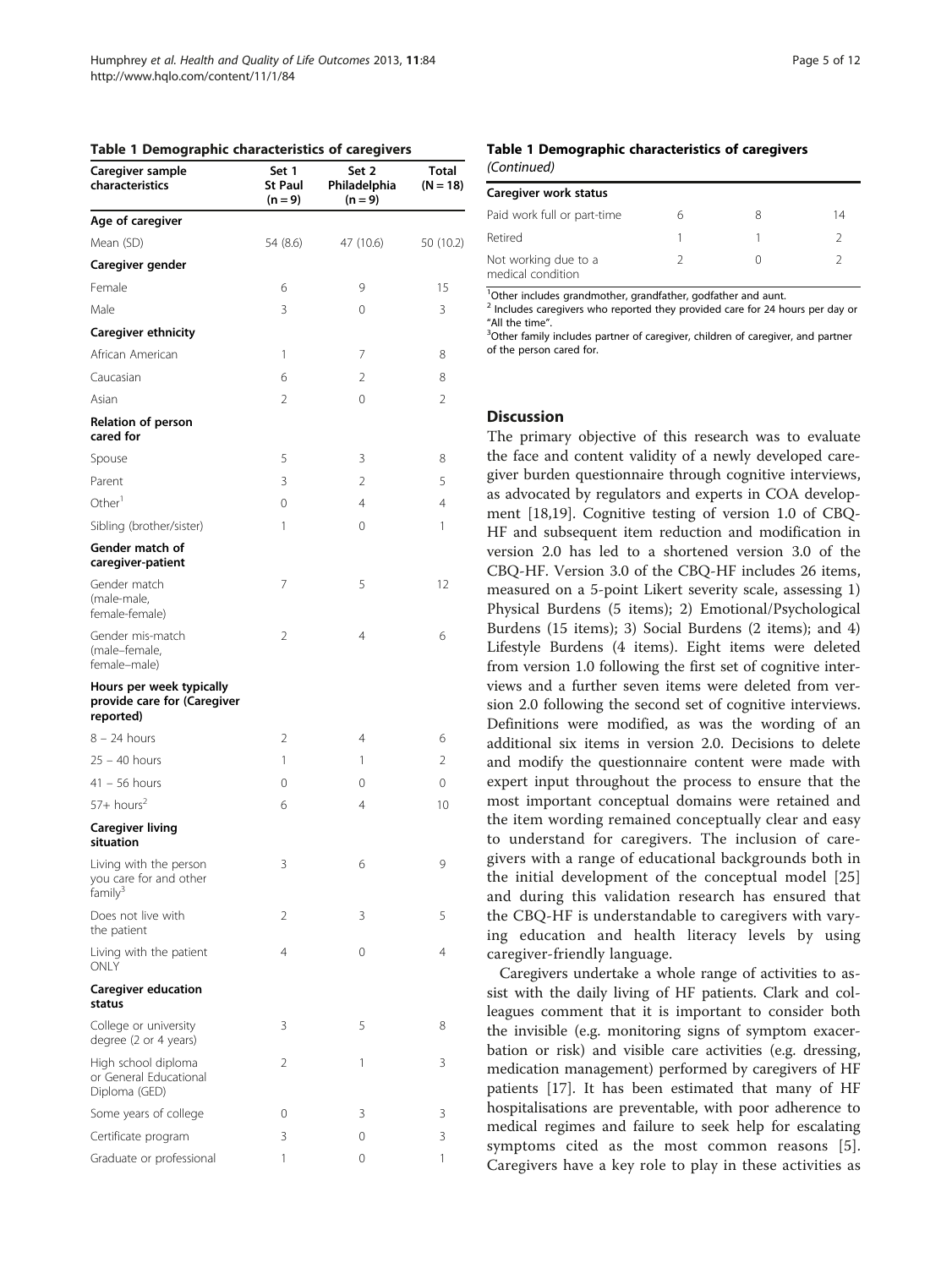**Table 1 Demographic characteristics of caregivers**

| Caregiver sample characteristics | Set 1 St Paul (n = 9) | Set 2 Philadelphia (n = 9) | Total (N = 18) |
|---|---|---|---|
| **Age of caregiver** | | | |
| Mean (SD) | 54 (8.6) | 47 (10.6) | 50 (10.2) |
| **Caregiver gender** | | | |
| Female | 6 | 9 | 15 |
| Male | 3 | 0 | 3 |
| **Caregiver ethnicity** | | | |
| African American | 1 | 7 | 8 |
| Caucasian | 6 | 2 | 8 |
| Asian | 2 | 0 | 2 |
| **Relation of person cared for** | | | |
| Spouse | 5 | 3 | 8 |
| Parent | 3 | 2 | 5 |
| Other[1] | 0 | 4 | 4 |
| Sibling (brother/sister) | 1 | 0 | 1 |
| **Gender match of caregiver-patient** | | | |
| Gender match (male-male, female-female) | 7 | 5 | 12 |
| Gender mis-match (male–female, female–male) | 2 | 4 | 6 |
| **Hours per week typically provide care for (Caregiver reported)** | | | |
| 8 – 24 hours | 2 | 4 | 6 |
| 25 – 40 hours | 1 | 1 | 2 |
| 41 – 56 hours | 0 | 0 | 0 |
| 57+ hours[2] | 6 | 4 | 10 |
| **Caregiver living situation** | | | |
| Living with the person you care for and other family[3] | 3 | 6 | 9 |
| Does not live with the patient | 2 | 3 | 5 |
| Living with the patient ONLY | 4 | 0 | 4 |
| **Caregiver education status** | | | |
| College or university degree (2 or 4 years) | 3 | 5 | 8 |
| High school diploma or General Educational Diploma (GED) | 2 | 1 | 3 |
| Some years of college | 0 | 3 | 3 |
| Certificate program | 3 | 0 | 3 |
| Graduate or professional | 1 | 0 | 1 |
| **Caregiver work status** | | | |
| Paid work full or part-time | 6 | 8 | 14 |
| Retired | 1 | 1 | 2 |
| Not working due to a medical condition | 2 | 0 | 2 |

[1]Other includes grandmother, grandfather, godfather and aunt.
[2] Includes caregivers who reported they provided care for 24 hours per day or "All the time".
[3]Other family includes partner of caregiver, children of caregiver, and partner of the person cared for.

## Discussion

The primary objective of this research was to evaluate the face and content validity of a newly developed caregiver burden questionnaire through cognitive interviews, as advocated by regulators and experts in COA development [18,19]. Cognitive testing of version 1.0 of CBQ-HF and subsequent item reduction and modification in version 2.0 has led to a shortened version 3.0 of the CBQ-HF. Version 3.0 of the CBQ-HF includes 26 items, measured on a 5-point Likert severity scale, assessing 1) Physical Burdens (5 items); 2) Emotional/Psychological Burdens (15 items); 3) Social Burdens (2 items); and 4) Lifestyle Burdens (4 items). Eight items were deleted from version 1.0 following the first set of cognitive interviews and a further seven items were deleted from version 2.0 following the second set of cognitive interviews. Definitions were modified, as was the wording of an additional six items in version 2.0. Decisions to delete and modify the questionnaire content were made with expert input throughout the process to ensure that the most important conceptual domains were retained and the item wording remained conceptually clear and easy to understand for caregivers. The inclusion of caregivers with a range of educational backgrounds both in the initial development of the conceptual model [25] and during this validation research has ensured that the CBQ-HF is understandable to caregivers with varying education and health literacy levels by using caregiver-friendly language.

Caregivers undertake a whole range of activities to assist with the daily living of HF patients. Clark and colleagues comment that it is important to consider both the invisible (e.g. monitoring signs of symptom exacerbation or risk) and visible care activities (e.g. dressing, medication management) performed by caregivers of HF patients [17]. It has been estimated that many of HF hospitalisations are preventable, with poor adherence to medical regimes and failure to seek help for escalating symptoms cited as the most common reasons [5]. Caregivers have a key role to play in these activities as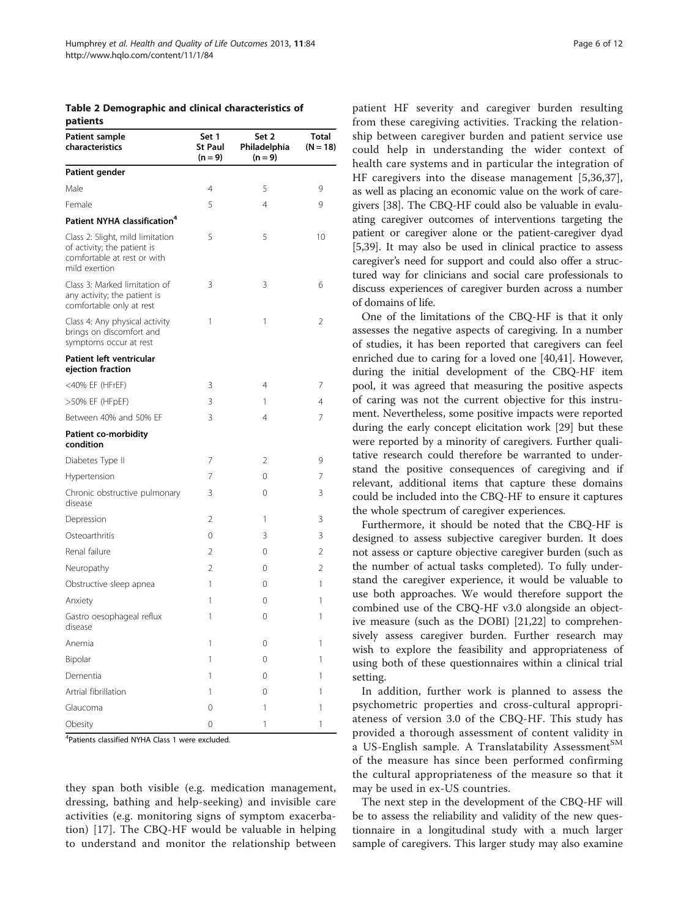**Table 2 Demographic and clinical characteristics of patients**

| Patient sample characteristics | Set 1 St Paul (n = 9) | Set 2 Philadelphia (n = 9) | Total (N = 18) |
|---|---|---|---|
| **Patient gender** | | | |
| Male | 4 | 5 | 9 |
| Female | 5 | 4 | 9 |
| **Patient NYHA classification[a]** | | | |
| Class 2: Slight, mild limitation of activity; the patient is comfortable at rest or with mild exertion | 5 | 5 | 10 |
| Class 3: Marked limitation of any activity; the patient is comfortable only at rest | 3 | 3 | 6 |
| Class 4: Any physical activity brings on discomfort and symptoms occur at rest | 1 | 1 | 2 |
| **Patient left ventricular ejection fraction** | | | |
| <40% EF (HFrEF) | 3 | 4 | 7 |
| >50% EF (HFpEF) | 3 | 1 | 4 |
| Between 40% and 50% EF | 3 | 4 | 7 |
| **Patient co-morbidity condition** | | | |
| Diabetes Type II | 7 | 2 | 9 |
| Hypertension | 7 | 0 | 7 |
| Chronic obstructive pulmonary disease | 3 | 0 | 3 |
| Depression | 2 | 1 | 3 |
| Osteoarthritis | 0 | 3 | 3 |
| Renal failure | 2 | 0 | 2 |
| Neuropathy | 2 | 0 | 2 |
| Obstructive sleep apnea | 1 | 0 | 1 |
| Anxiety | 1 | 0 | 1 |
| Gastro oesophageal reflux disease | 1 | 0 | 1 |
| Anemia | 1 | 0 | 1 |
| Bipolar | 1 | 0 | 1 |
| Dementia | 1 | 0 | 1 |
| Artrial fibrillation | 1 | 0 | 1 |
| Glaucoma | 0 | 1 | 1 |
| Obesity | 0 | 1 | 1 |

[a]Patients classified NYHA Class 1 were excluded.

they span both visible (e.g. medication management, dressing, bathing and help-seeking) and invisible care activities (e.g. monitoring signs of symptom exacerbation) [17]. The CBQ-HF would be valuable in helping to understand and monitor the relationship between patient HF severity and caregiver burden resulting from these caregiving activities. Tracking the relationship between caregiver burden and patient service use could help in understanding the wider context of health care systems and in particular the integration of HF caregivers into the disease management [5,36,37], as well as placing an economic value on the work of caregivers [38]. The CBQ-HF could also be valuable in evaluating caregiver outcomes of interventions targeting the patient or caregiver alone or the patient-caregiver dyad [5,39]. It may also be used in clinical practice to assess caregiver's need for support and could also offer a structured way for clinicians and social care professionals to discuss experiences of caregiver burden across a number of domains of life.

One of the limitations of the CBQ-HF is that it only assesses the negative aspects of caregiving. In a number of studies, it has been reported that caregivers can feel enriched due to caring for a loved one [40,41]. However, during the initial development of the CBQ-HF item pool, it was agreed that measuring the positive aspects of caring was not the current objective for this instrument. Nevertheless, some positive impacts were reported during the early concept elicitation work [29] but these were reported by a minority of caregivers. Further qualitative research could therefore be warranted to understand the positive consequences of caregiving and if relevant, additional items that capture these domains could be included into the CBQ-HF to ensure it captures the whole spectrum of caregiver experiences.

Furthermore, it should be noted that the CBQ-HF is designed to assess subjective caregiver burden. It does not assess or capture objective caregiver burden (such as the number of actual tasks completed). To fully understand the caregiver experience, it would be valuable to use both approaches. We would therefore support the combined use of the CBQ-HF v3.0 alongside an objective measure (such as the DOBI) [21,22] to comprehensively assess caregiver burden. Further research may wish to explore the feasibility and appropriateness of using both of these questionnaires within a clinical trial setting.

In addition, further work is planned to assess the psychometric properties and cross-cultural appropriateness of version 3.0 of the CBQ-HF. This study has provided a thorough assessment of content validity in a US-English sample. A Translatability Assessment[SM] of the measure has since been performed confirming the cultural appropriateness of the measure so that it may be used in ex-US countries.

The next step in the development of the CBQ-HF will be to assess the reliability and validity of the new questionnaire in a longitudinal study with a much larger sample of caregivers. This larger study may also examine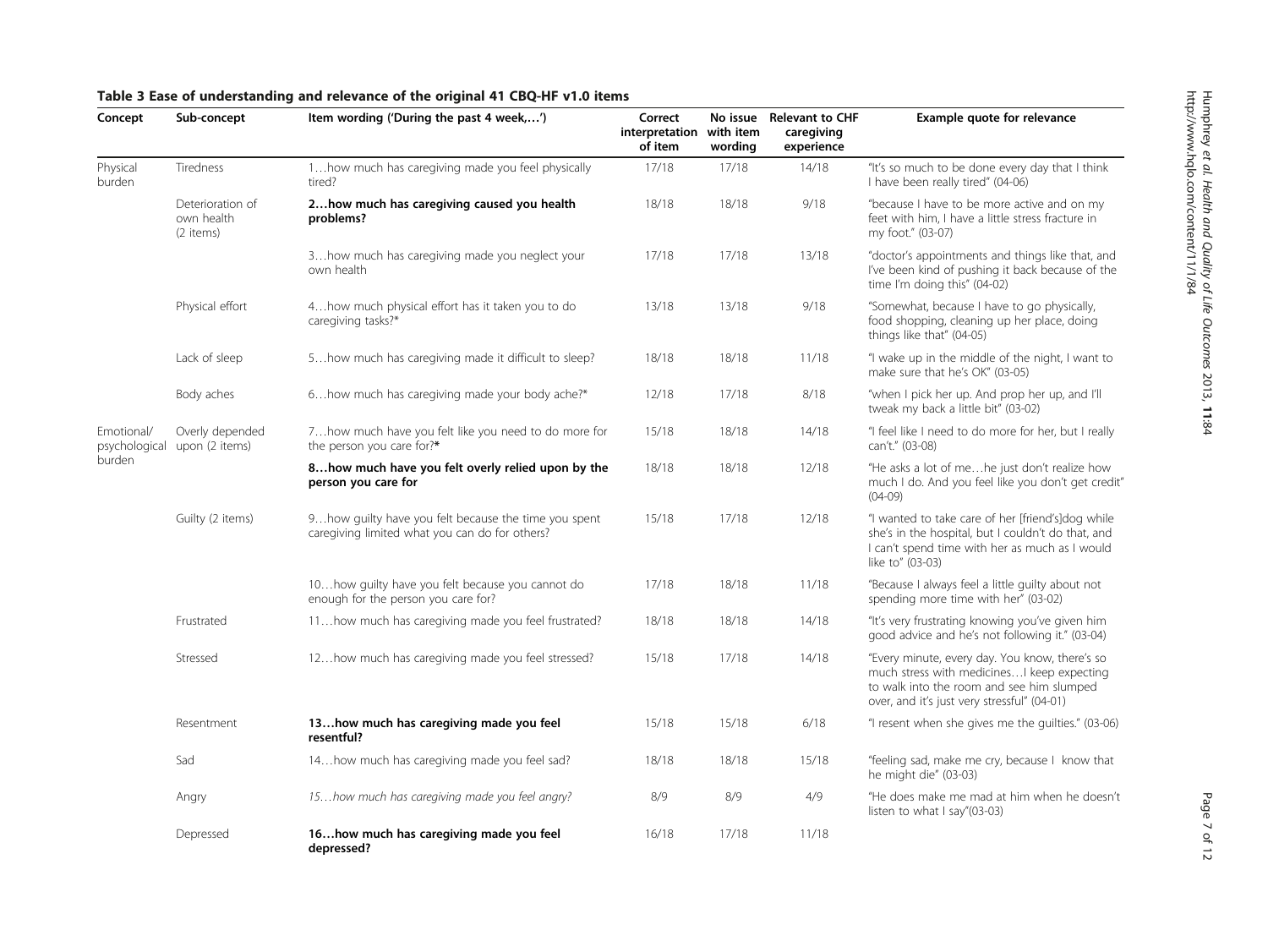**Table 3 Ease of understanding and relevance of the original 41 CBQ-HF v1.0 items**

| Concept | Sub-concept | Item wording ('During the past 4 week,…') | Correct interpretation of item | No issue with item wording | Relevant to CHF caregiving experience | Example quote for relevance |
|---|---|---|---|---|---|---|
| Physical burden | Tiredness | 1…how much has caregiving made you feel physically tired? | 17/18 | 17/18 | 14/18 | "It's so much to be done every day that I think I have been really tired" (04-06) |
| | Deterioration of own health (2 items) | **2…how much has caregiving caused you health problems?** | 18/18 | 18/18 | 9/18 | "because I have to be more active and on my feet with him, I have a little stress fracture in my foot." (03-07) |
| | | 3…how much has caregiving made you neglect your own health | 17/18 | 17/18 | 13/18 | "doctor's appointments and things like that, and I've been kind of pushing it back because of the time I'm doing this" (04-02) |
| | Physical effort | 4…how much physical effort has it taken you to do caregiving tasks?* | 13/18 | 13/18 | 9/18 | "Somewhat, because I have to go physically, food shopping, cleaning up her place, doing things like that" (04-05) |
| | Lack of sleep | 5…how much has caregiving made it difficult to sleep? | 18/18 | 18/18 | 11/18 | "I wake up in the middle of the night, I want to make sure that he's OK" (03-05) |
| | Body aches | 6…how much has caregiving made your body ache?* | 12/18 | 17/18 | 8/18 | "when I pick her up. And prop her up, and I'll tweak my back a little bit" (03-02) |
| Emotional/ psychological burden | Overly depended upon (2 items) | 7…how much have you felt like you need to do more for the person you care for?* | 15/18 | 18/18 | 14/18 | "I feel like I need to do more for her, but I really can't." (03-08) |
| | | **8…how much have you felt overly relied upon by the person you care for** | 18/18 | 18/18 | 12/18 | "He asks a lot of me…he just don't realize how much I do. And you feel like you don't get credit" (04-09) |
| | Guilty (2 items) | 9…how guilty have you felt because the time you spent caregiving limited what you can do for others? | 15/18 | 17/18 | 12/18 | "I wanted to take care of her [friend's]dog while she's in the hospital, but I couldn't do that, and I can't spend time with her as much as I would like to" (03-03) |
| | | 10…how guilty have you felt because you cannot do enough for the person you care for? | 17/18 | 18/18 | 11/18 | "Because I always feel a little guilty about not spending more time with her" (03-02) |
| | Frustrated | 11…how much has caregiving made you feel frustrated? | 18/18 | 18/18 | 14/18 | "It's very frustrating knowing you've given him good advice and he's not following it." (03-04) |
| | Stressed | 12…how much has caregiving made you feel stressed? | 15/18 | 17/18 | 14/18 | "Every minute, every day. You know, there's so much stress with medicines…I keep expecting to walk into the room and see him slumped over, and it's just very stressful" (04-01) |
| | Resentment | **13…how much has caregiving made you feel resentful?** | 15/18 | 15/18 | 6/18 | "I resent when she gives me the guilties." (03-06) |
| | Sad | 14…how much has caregiving made you feel sad? | 18/18 | 18/18 | 15/18 | "feeling sad, make me cry, because I know that he might die" (03-03) |
| | Angry | *15…how much has caregiving made you feel angry?* | 8/9 | 8/9 | 4/9 | "He does make me mad at him when he doesn't listen to what I say"(03-03) |
| | Depressed | **16…how much has caregiving made you feel depressed?** | 16/18 | 17/18 | 11/18 | |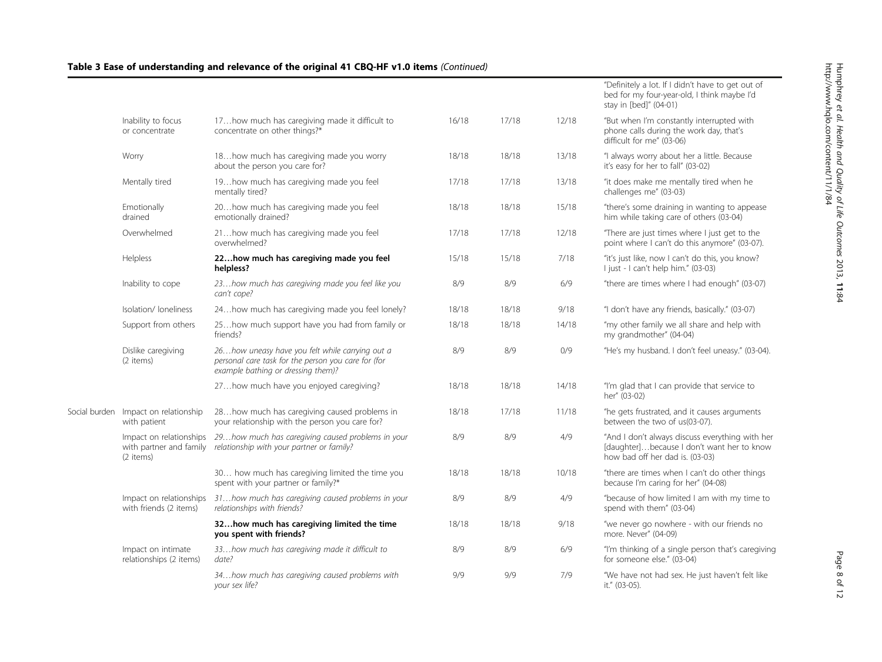**Table 3 Ease of understanding and relevance of the original 41 CBQ-HF v1.0 items** *(Continued)*

| | | | | | | |
|---|---|---|---|---|---|---|
| | | | | | | "Definitely a lot. If I didn't have to get out of bed for my four-year-old, I think maybe I'd stay in [bed]" (04-01) |
| | Inability to focus or concentrate | 17…how much has caregiving made it difficult to concentrate on other things?* | 16/18 | 17/18 | 12/18 | "But when I'm constantly interrupted with phone calls during the work day, that's difficult for me" (03-06) |
| | Worry | 18…how much has caregiving made you worry about the person you care for? | 18/18 | 18/18 | 13/18 | "I always worry about her a little. Because it's easy for her to fall" (03-02) |
| | Mentally tired | 19…how much has caregiving made you feel mentally tired? | 17/18 | 17/18 | 13/18 | "it does make me mentally tired when he challenges me" (03-03) |
| | Emotionally drained | 20…how much has caregiving made you feel emotionally drained? | 18/18 | 18/18 | 15/18 | "there's some draining in wanting to appease him while taking care of others (03-04) |
| | Overwhelmed | 21…how much has caregiving made you feel overwhelmed? | 17/18 | 17/18 | 12/18 | "There are just times where I just get to the point where I can't do this anymore" (03-07). |
| | Helpless | **22…how much has caregiving made you feel helpless?** | 15/18 | 15/18 | 7/18 | "it's just like, now I can't do this, you know? I just - I can't help him." (03-03) |
| | Inability to cope | *23…how much has caregiving made you feel like you can't cope?* | 8/9 | 8/9 | 6/9 | "there are times where I had enough" (03-07) |
| | Isolation/ loneliness | 24…how much has caregiving made you feel lonely? | 18/18 | 18/18 | 9/18 | "I don't have any friends, basically." (03-07) |
| | Support from others | 25…how much support have you had from family or friends? | 18/18 | 18/18 | 14/18 | "my other family we all share and help with my grandmother" (04-04) |
| | Dislike caregiving (2 items) | *26…how uneasy have you felt while carrying out a personal care task for the person you care for (for example bathing or dressing them)?* | 8/9 | 8/9 | 0/9 | "He's my husband. I don't feel uneasy." (03-04). |
| | | 27…how much have you enjoyed caregiving? | 18/18 | 18/18 | 14/18 | "I'm glad that I can provide that service to her" (03-02) |
| Social burden | Impact on relationship with patient | 28…how much has caregiving caused problems in your relationship with the person you care for? | 18/18 | 17/18 | 11/18 | "he gets frustrated, and it causes arguments between the two of us(03-07). |
| | Impact on relationships with partner and family (2 items) | *29…how much has caregiving caused problems in your relationship with your partner or family?* | 8/9 | 8/9 | 4/9 | "And I don't always discuss everything with her [daughter]…because I don't want her to know how bad off her dad is. (03-03) |
| | | 30… how much has caregiving limited the time you spent with your partner or family?* | 18/18 | 18/18 | 10/18 | "there are times when I can't do other things because I'm caring for her" (04-08) |
| | Impact on relationships with friends (2 items) | *31…how much has caregiving caused problems in your relationships with friends?* | 8/9 | 8/9 | 4/9 | "because of how limited I am with my time to spend with them" (03-04) |
| | | **32…how much has caregiving limited the time you spent with friends?** | 18/18 | 18/18 | 9/18 | "we never go nowhere - with our friends no more. Never" (04-09) |
| | Impact on intimate relationships (2 items) | *33…how much has caregiving made it difficult to date?* | 8/9 | 8/9 | 6/9 | "I'm thinking of a single person that's caregiving for someone else." (03-04) |
| | | *34…how much has caregiving caused problems with your sex life?* | 9/9 | 9/9 | 7/9 | "We have not had sex. He just haven't felt like it." (03-05). |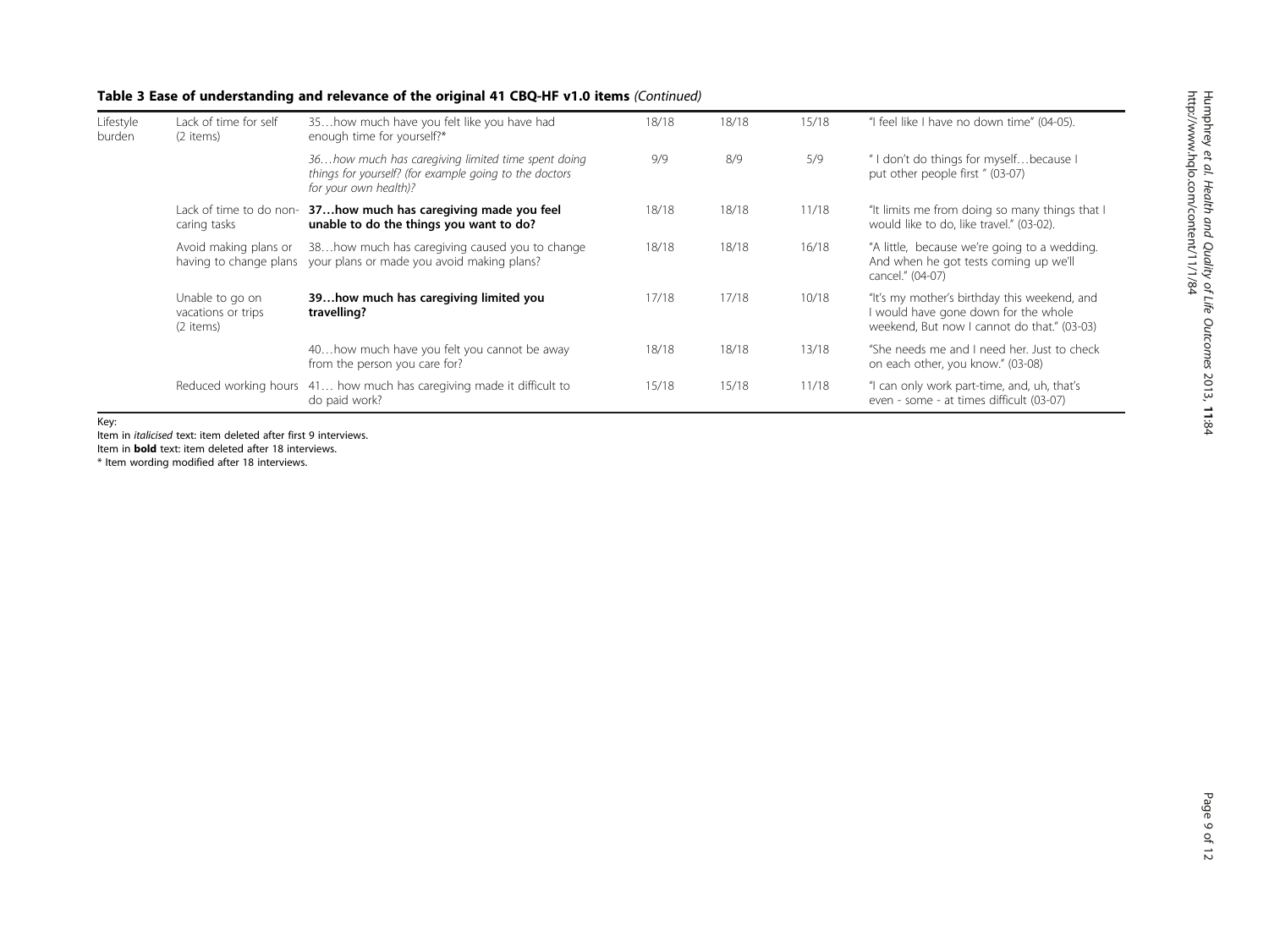**Table 3 Ease of understanding and relevance of the original 41 CBQ-HF v1.0 items** *(Continued)*

| | | | | | | |
|---|---|---|---|---|---|---|
| Lifestyle burden | Lack of time for self (2 items) | 35…how much have you felt like you have had enough time for yourself?* | 18/18 | 18/18 | 15/18 | "I feel like I have no down time" (04-05). |
| | | *36…how much has caregiving limited time spent doing things for yourself? (for example going to the doctors for your own health)?* | 9/9 | 8/9 | 5/9 | " I don't do things for myself…because I put other people first " (03-07) |
| | Lack of time to do non-caring tasks | **37…how much has caregiving made you feel unable to do the things you want to do?** | 18/18 | 18/18 | 11/18 | "It limits me from doing so many things that I would like to do, like travel." (03-02). |
| | Avoid making plans or having to change plans | 38…how much has caregiving caused you to change your plans or made you avoid making plans? | 18/18 | 18/18 | 16/18 | "A little, because we're going to a wedding. And when he got tests coming up we'll cancel." (04-07) |
| | Unable to go on vacations or trips (2 items) | **39…how much has caregiving limited you travelling?** | 17/18 | 17/18 | 10/18 | "It's my mother's birthday this weekend, and I would have gone down for the whole weekend, But now I cannot do that." (03-03) |
| | | 40…how much have you felt you cannot be away from the person you care for? | 18/18 | 18/18 | 13/18 | "She needs me and I need her. Just to check on each other, you know." (03-08) |
| | Reduced working hours | 41… how much has caregiving made it difficult to do paid work? | 15/18 | 15/18 | 11/18 | "I can only work part-time, and, uh, that's even - some - at times difficult (03-07) |

Key:
Item in *italicised* text: item deleted after first 9 interviews.
Item in **bold** text: item deleted after 18 interviews.
* Item wording modified after 18 interviews.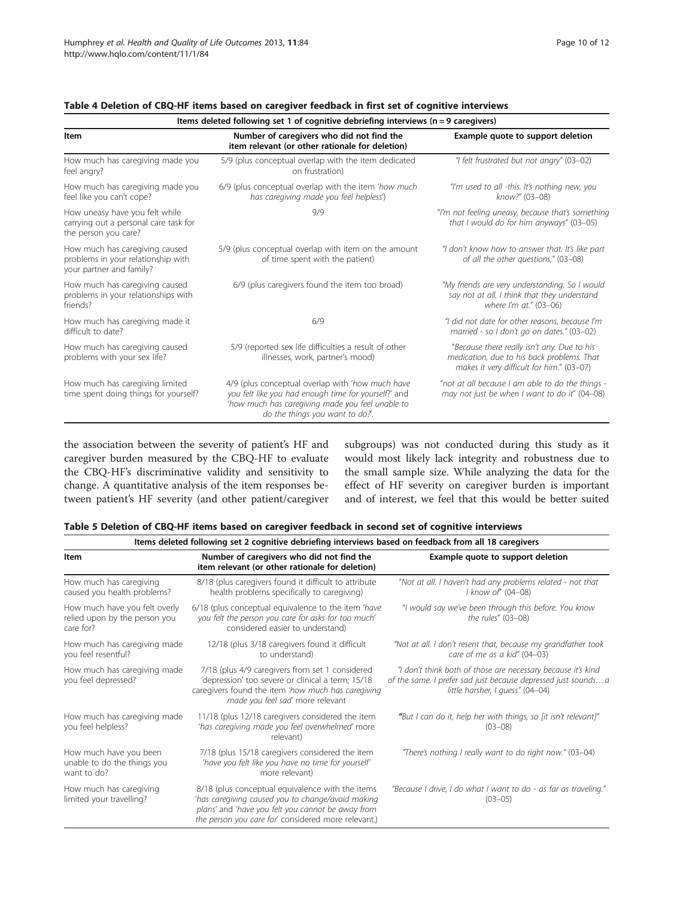**Table 4 Deletion of CBQ-HF items based on caregiver feedback in first set of cognitive interviews**

| Items deleted following set 1 of cognitive debriefing interviews (n = 9 caregivers) | | |
|---|---|---|
| **Item** | **Number of caregivers who did not find the item relevant (or other rationale for deletion)** | **Example quote to support deletion** |
| How much has caregiving made you feel angry? | 5/9 (plus conceptual overlap with the item dedicated on frustration) | *"I felt frustrated but not angry"* (03–02) |
| How much has caregiving made you feel like you can't cope? | 6/9 (plus conceptual overlap with the item *'how much has caregiving made you feel helpless'*) | *"I'm used to all -this. It's nothing new, you know?"* (03–08) |
| How uneasy have you felt while carrying out a personal care task for the person you care? | 9/9 | *"I'm not feeling uneasy, because that's something that I would do for him anyways"* (03–05) |
| How much has caregiving caused problems in your relationship with your partner and family? | 5/9 (plus conceptual overlap with item on the amount of time spent with the patient) | *"I don't know how to answer that. It's like part of all the other questions,"* (03–08) |
| How much has caregiving caused problems in your relationships with friends? | 6/9 (plus caregivers found the item too broad) | *"My friends are very understanding. So I would say not at all. I think that they understand where I'm at."* (03–06) |
| How much has caregiving made it difficult to date? | 6/9 | *"I did not date for other reasons, because I'm married - so I don't go on dates."* (03–02) |
| How much has caregiving caused problems with your sex life? | 5/9 (reported sex life difficulties a result of other illnesses, work, partner's mood) | *"Because there really isn't any. Due to his medication, due to his back problems. That makes it very difficult for him."* (03–07) |
| How much has caregiving limited time spent doing things for yourself? | 4/9 (plus conceptual overlap with *'how much have you felt like you had enough time for yourself?'* and *'how much has caregiving made you feel unable to do the things you want to do?'*. | *"not at all because I am able to do the things - may not just be when I want to do it"* (04–08) |

the association between the severity of patient's HF and caregiver burden measured by the CBQ-HF to evaluate the CBQ-HF's discriminative validity and sensitivity to change. A quantitative analysis of the item responses between patient's HF severity (and other patient/caregiver subgroups) was not conducted during this study as it would most likely lack integrity and robustness due to the small sample size. While analyzing the data for the effect of HF severity on caregiver burden is important and of interest, we feel that this would be better suited

**Table 5 Deletion of CBQ-HF items based on caregiver feedback in second set of cognitive interviews**

| Items deleted following set 2 cognitive debriefing interviews based on feedback from all 18 caregivers | | |
|---|---|---|
| **Item** | **Number of caregivers who did not find the item relevant (or other rationale for deletion)** | **Example quote to support deletion** |
| How much has caregiving caused you health problems? | 8/18 (plus caregivers found it difficult to attribute health problems specifically to caregiving) | *"Not at all. I haven't had any problems related - not that I know of"* (04–08) |
| How much have you felt overly relied upon by the person you care for? | 6/18 (plus conceptual equivalence to the item *'have you felt the person you care for asks for too much'* considered easier to understand) | *"I would say we've been through this before. You know the rules"* (03–08) |
| How much has caregiving made you feel resentful? | 12/18 (plus 3/18 caregivers found it difficult to understand) | *"Not at all. I don't resent that, because my grandfather took care of me as a kid"* (04–03) |
| How much has caregiving made you feel depressed? | 7/18 (plus 4/9 caregivers from set 1 considered 'depression' too severe or clinical a term; 15/18 caregivers found the item *'how much has caregiving made you feel sad'* more relevant | *"I don't think both of those are necessary because it's kind of the same. I prefer sad just because depressed just sounds…a little harsher, I guess"* (04–04) |
| How much has caregiving made you feel helpless? | 11/18 (plus 12/18 caregivers considered the item *'has caregiving made you feel overwhelmed'* more relevant) | *"But I can do it, help her with things, so [it isn't relevant]"* (03–08) |
| How much have you been unable to do the things you want to do? | 7/18 (plus 15/18 caregivers considered the item *'have you felt like you have no time for yourself'* more relevant) | *"There's nothing I really want to do right now."* (03–04) |
| How much has caregiving limited your travelling? | 8/18 (plus conceptual equivalence with the items *'has caregiving caused you to change/avoid making plans'* and *'have you felt you cannot be away from the person you care for'* considered more relevant.) | *"Because I drive, I do what I want to do - as far as traveling."* (03–05) |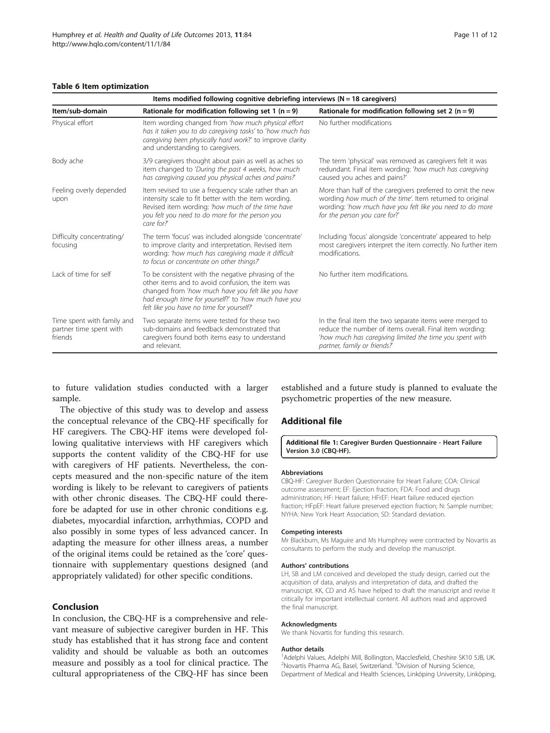**Table 6 Item optimization**

| Items modified following cognitive debriefing interviews (N = 18 caregivers) | | |
|---|---|---|
| **Item/sub-domain** | **Rationale for modification following set 1 (n = 9)** | **Rationale for modification following set 2 (n = 9)** |
| Physical effort | Item wording changed from *'how much physical effort has it taken you to do caregiving tasks'* to *'how much has caregiving been physically hard work?'* to improve clarity and understanding to caregivers. | No further modifications |
| Body ache | 3/9 caregivers thought about pain as well as aches so item changed to *'During the past 4 weeks, how much has caregiving caused you physical aches and pains?'* | The term 'physical' was removed as caregivers felt it was redundant. Final item wording: *'how much has caregiving caused you aches and pains?'* |
| Feeling overly depended upon | Item revised to use a frequency scale rather than an intensity scale to fit better with the item wording. Revised item wording: *'how much of the time have you felt you need to do more for the person you care for?'* | More than half of the caregivers preferred to omit the new wording *how much of the time'*. Item returned to original wording: *'how much have you felt like you need to do more for the person you care for?'* |
| Difficulty concentrating/ focusing | The term 'focus' was included alongside 'concentrate' to improve clarity and interpretation. Revised item wording: *'how much has caregiving made it difficult to focus or concentrate on other things?'* | Including 'focus' alongside 'concentrate' appeared to help most caregivers interpret the item correctly. No further item modifications. |
| Lack of time for self | To be consistent with the negative phrasing of the other items and to avoid confusion, the item was changed from *'how much have you felt like you have had enough time for yourself?'* to *'how much have you felt like you have no time for yourself?'* | No further item modifications. |
| Time spent with family and partner time spent with friends | Two separate items were tested for these two sub-domains and feedback demonstrated that caregivers found both items easy to understand and relevant. | In the final item the two separate items were merged to reduce the number of items overall. Final item wording: *'how much has caregiving limited the time you spent with partner, family or friends?'* |

to future validation studies conducted with a larger sample.

The objective of this study was to develop and assess the conceptual relevance of the CBQ-HF specifically for HF caregivers. The CBQ-HF items were developed following qualitative interviews with HF caregivers which supports the content validity of the CBQ-HF for use with caregivers of HF patients. Nevertheless, the concepts measured and the non-specific nature of the item wording is likely to be relevant to caregivers of patients with other chronic diseases. The CBQ-HF could therefore be adapted for use in other chronic conditions e.g. diabetes, myocardial infarction, arrhythmias, COPD and also possibly in some types of less advanced cancer. In adapting the measure for other illness areas, a number of the original items could be retained as the 'core' questionnaire with supplementary questions designed (and appropriately validated) for other specific conditions.

## Conclusion

In conclusion, the CBQ-HF is a comprehensive and relevant measure of subjective caregiver burden in HF. This study has established that it has strong face and content validity and should be valuable as both an outcomes measure and possibly as a tool for clinical practice. The cultural appropriateness of the CBQ-HF has since been established and a future study is planned to evaluate the psychometric properties of the new measure.

## Additional file

**Additional file 1:** Caregiver Burden Questionnaire - Heart Failure Version 3.0 (CBQ-HF).

#### Abbreviations

CBQ-HF: Caregiver Burden Questionnaire for Heart Failure; COA: Clinical outcome assessment; EF: Ejection fraction; FDA: Food and drugs administration; HF: Heart failure; HFrEF: Heart failure reduced ejection fraction; HFpEF: Heart failure preserved ejection fraction; N: Sample number; NYHA: New York Heart Association; SD: Standard deviation.

#### Competing interests

Mr Blackburn, Ms Maguire and Ms Humphrey were contracted by Novartis as consultants to perform the study and develop the manuscript.

#### Authors' contributions

LH, SB and LM conceived and developed the study design, carried out the acquisition of data, analysis and interpretation of data, and drafted the manuscript. KK, CD and AS have helped to draft the manuscript and revise it critically for important intellectual content. All authors read and approved the final manuscript.

#### Acknowledgments

We thank Novartis for funding this research.

#### Author details

[1]Adelphi Values, Adelphi Mill, Bollington, Macclesfield, Cheshire SK10 5JB, UK. [2]Novartis Pharma AG, Basel, Switzerland. [3]Division of Nursing Science, Department of Medical and Health Sciences, Linköping University, Linköping,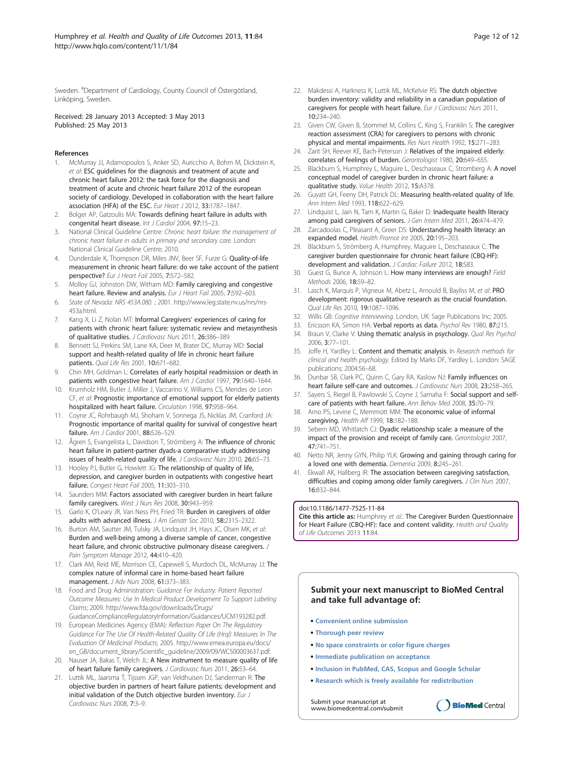Sweden. [4]Department of Cardiology, County Council of Östergötland, Linköping, Sweden.

Received: 28 January 2013 Accepted: 3 May 2013
Published: 25 May 2013

## References

1. McMurray JJ, Adamopoulos S, Anker SD, Auricchio A, Bohm M, Dickstein K, *et al*: **ESC guidelines for the diagnosis and treatment of acute and chronic heart failure 2012: the task force for the diagnosis and treatment of acute and chronic heart failure 2012 of the european society of cardiology. Developed in collaboration with the heart failure association (HFA) of the ESC.** *Eur Heart J* 2012, **33:**1787–1847.
2. Bolger AP, Gatzoulis MA: **Towards defining heart failure in adults with congenital heart disease.** *Int J Cardiol* 2004, **97:**15–23.
3. National Clinical Guideline Centre: *Chronic heart failure: the management of chronic heart failure in adults in primary and secondary care.* London: National Clinical Guideline Centre; 2010.
4. Dunderdale K, Thompson DR, Miles JNV, Beer SF, Furze G: **Quality-of-life measurement in chronic heart failure: do we take account of the patient perspective?** *Eur J Heart Fail* 2005, **7:**572–582.
5. Molloy GJ, Johnston DW, Witham MD: **Family caregiving and congestive heart failure. Review and analysis.** *Eur J Heart Fail* 2005, **7:**592–603.
6. *State of Nevada: NRS 453A.080.* ; 2001. http://www.leg.state.nv.us/nrs/nrs-453a.html.
7. Kang X, Li Z, Nolan MT: **Informal Caregivers' experiences of caring for patients with chronic heart failure: systematic review and metasynthesis of qualitative studies.** *J Cardiovasc Nurs* 2011, **26:**386–389.
8. Bennett SJ, Perkins SM, Lane KA, Deer M, Brater DC, Murray MD: **Social support and health-related quality of life in chronic heart failure patients.** *Qual Life Res* 2001, **10:**671–682.
9. Chin MH, Goldman L: **Correlates of early hospital readmission or death in patients with congestive heart failure.** *Am J Cardiol* 1997, **79:**1640–1644.
10. Krumholz HM, Butler J, Miller J, Vaccarino V, Williams CS, Mendes de Leon CF, *et al*: **Prognostic importance of emotional support for elderly patients hospitalized with heart failure.** *Circulation* 1998, **97:**958–964.
11. Coyne JC, Rohrbaugh MJ, Shoham V, Sonnega JS, Nicklas JM, Cranford JA: **Prognostic importance of marital quality for survival of congestive heart failure.** *Am J Cardiol* 2001, **88:**526–529.
12. Ågren S, Evangelista L, Davidson T, Strömberg A: **The influence of chronic heart failure in patient-partner dyads-a comparative study addressing issues of health-related quality of life.** *J Cardiovasc Nurs* 2010, **26:**65–73.
13. Hooley PJ, Butler G, Howlett JG: **The relationship of quality of life, depression, and caregiver burden in outpatients with congestive heart failure.** *Congest Heart Fail* 2005, **11:**303–310.
14. Saunders MM: **Factors associated with caregiver burden in heart failure family caregivers.** *West J Nurs Res* 2008, **30:**943–959.
15. Garlo K, O'Leary JR, Van Ness PH, Fried TR: **Burden in caregivers of older adults with advanced illness.** *J Am Geriatr Soc* 2010, **58:**2315–2322.
16. Burton AM, Sautter JM, Tulsky JA, Lindquist JH, Hays JC, Olsen MK, *et al*: **Burden and well-being among a diverse sample of cancer, congestive heart failure, and chronic obstructive pulmonary disease caregivers.** *J Pain Symptom Manage* 2012, **44:**410–420.
17. Clark AM, Reid ME, Morrison CE, Capewell S, Murdoch DL, McMurray JJ: **The complex nature of informal care in home-based heart failure management.** *J Adv Nurs* 2008, **61:**373–383.
18. Food and Drug Administration: *Guidance For Industry: Patient Reported Outcome Measures: Use In Medical Product Development To Support Labeling Claims*; 2009. http://www.fda.gov/downloads/Drugs/GuidanceComplianceRegulatoryInformation/Guidances/UCM193282.pdf.
19. European Medicines Agency (EMA): *Reflection Paper On The Regulatory Guidance For The Use Of Health-Related Quality Of Life (Hrql) Measures In The Evaluation Of Medicinal Products*; 2005. http://www.emea.europa.eu/docs/en_GB/document_library/Scientific_guideline/2009/09/WC500003637.pdf.
20. Nauser JA, Bakas T, Welch JL: **A New instrument to measure quality of life of heart failure family caregivers.** *J Cardiovasc Nurs* 2011, **26:**53–64.
21. Luttik ML, Jaarsma T, Tijssen JGP, van Veldhuisen DJ, Sanderman R: **The objective burden in partners of heart failure patients; development and initial validation of the Dutch objective burden inventory.** *Eur J Cardiovasc Nurs* 2008, **7:**3–9.
22. Makdessi A, Harkness K, Luttik ML, McKelvie RS: **The dutch objective burden inventory: validity and reliability in a canadian population of caregivers for people with heart failure.** *Eur J Cardiovasc Nurs* 2011, **10:**234–240.
23. Given CW, Given B, Stommel M, Collins C, King S, Franklin S: **The caregiver reaction assessment (CRA) for caregivers to persons with chronic physical and mental impairments.** *Res Nurs Health* 1992, **15:**271–283.
24. Zarit SH, Reever KE, Bach-Peterson J: **Relatives of the impaired elderly: correlates of feelings of burden.** *Gerontologist* 1980, **20:**649–655.
25. Blackburn S, Humphrey L, Maguire L, Deschaseaux C, Stromberg A: **A novel conceptual model of caregiver burden in chronic heart failure: a qualitative study.** *Value Health* 2012, **15:**A378.
26. Guyatt GH, Feeny DH, Patrick DL: **Measuring health-related quality of life.** *Ann Intern Med* 1993, **118:**622–629.
27. Lindquist L, Jain N, Tam K, Martin G, Baker D: **Inadequate health literacy among paid caregivers of seniors.** *J Gen Intern Med* 2011, **26:**474–479.
28. Zarcadoolas C, Pleasant A, Greer DS: **Understanding health literacy: an expanded model.** *Health Promot Int* 2005, **20:**195–203.
29. Blackburn S, Strömberg A, Humphrey, Maguire L, Deschaseaux C: **The caregiver burden questionnaire for chronic heart failure (CBQ-HF): development and validation.** *J Cardiac Failure* 2012, **18:**S83.
30. Guest G, Bunce A, Johnson L: **How many interviews are enough?** *Field Methods* 2006, **18:**59–82.
31. Lasch K, Marquis P, Vigneux M, Abetz L, Arnould B, Bayliss M, *et al*: **PRO development: rigorous qualitative research as the crucial foundation.** *Qual Life Res* 2010, **19:**1087–1096.
32. Willis GB: *Cognitive Interviewing.* London, UK: Sage Publications Inc; 2005.
33. Ericsson KA, Simon HA: **Verbal reports as data.** *Psychol Rev* 1980, **87:**215.
34. Braun V, Clarke V: **Using thematic analysis in psychology.** *Qual Res Psychol* 2006, **3:**77–101.
35. Joffe H, Yardley L: **Content and thematic analysis.** In *Research methods for clinical and health psychology.* Edited by Marks DF, Yardley L. London: SAGE publications; 2004:56–68.
36. Dunbar SB, Clark PC, Quinn C, Gary RA, Kaslow NJ: **Family influences on heart failure self-care and outcomes.** *J Cardiovasc Nurs* 2008, **23:**258–265.
37. Sayers S, Riegel B, Pawlowski S, Coyne J, Samaha F: **Social support and self-care of patients with heart failure.** *Ann Behav Med* 2008, **35:**70–79.
38. Arno PS, Levine C, Memmott MM: **The economic value of informal caregiving.** *Health Aff* 1999, **18:**182–188.
39. Sebern MD, Whitlatch CJ: **Dyadic relationship scale: a measure of the impact of the provision and receipt of family care.** *Gerontologist* 2007, **47:**741–751.
40. Netto NR, Jenny GYN, Philip YLK: **Growing and gaining through caring for a loved one with dementia.** *Dementia* 2009, **8:**245–261.
41. Ekwall AK, Hallberg IR: **The association between caregiving satisfaction, difficulties and coping among older family caregivers.** *J Clin Nurs* 2007, **16:**832–844.

doi:10.1186/1477-7525-11-84
**Cite this article as:** Humphrey *et al.*: The Caregiver Burden Questionnaire for Heart Failure (CBQ-HF): face and content validity. *Health and Quality of Life Outcomes* 2013 **11**:84.

**Submit your next manuscript to BioMed Central and take full advantage of:**

- **Convenient online submission**
- **Thorough peer review**
- **No space constraints or color figure charges**
- **Immediate publication on acceptance**
- **Inclusion in PubMed, CAS, Scopus and Google Scholar**
- **Research which is freely available for redistribution**

Submit your manuscript at
www.biomedcentral.com/submit

BioMed Central